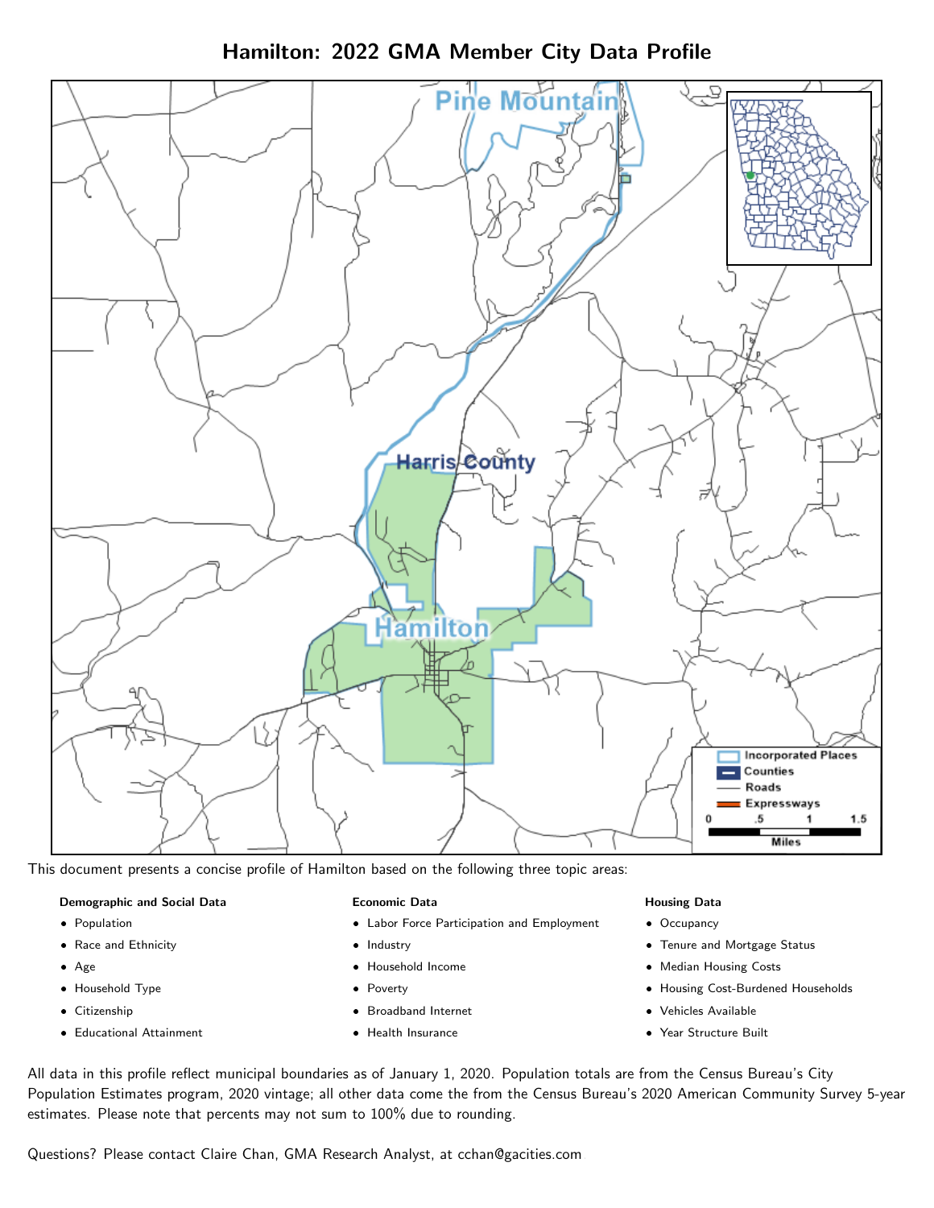# Hamilton: 2022 GMA Member City Data Profile

This document presents a concise profile of Hamilton based on the following three topic areas:

**Demographic and Social Data**

- Population
- Race and Ethnicity
- Age
- Household Type
- Citizenship
- Educational Attainment

**Economic Data**

- Labor Force Participation and Employment
- Industry
- Household Income
- Poverty
- Broadband Internet
- Health Insurance

**Housing Data**

- Occupancy
- Tenure and Mortgage Status
- Median Housing Costs
- Housing Cost-Burdened Households
- Vehicles Available
- Year Structure Built

All data in this profile reflect municipal boundaries as of January 1, 2020. Population totals are from the Census Bureau's City Population Estimates program, 2020 vintage; all other data come the from the Census Bureau's 2020 American Community Survey 5-year estimates. Please note that percents may not sum to 100% due to rounding.

Questions? Please contact Claire Chan, GMA Research Analyst, at cchan@gacities.com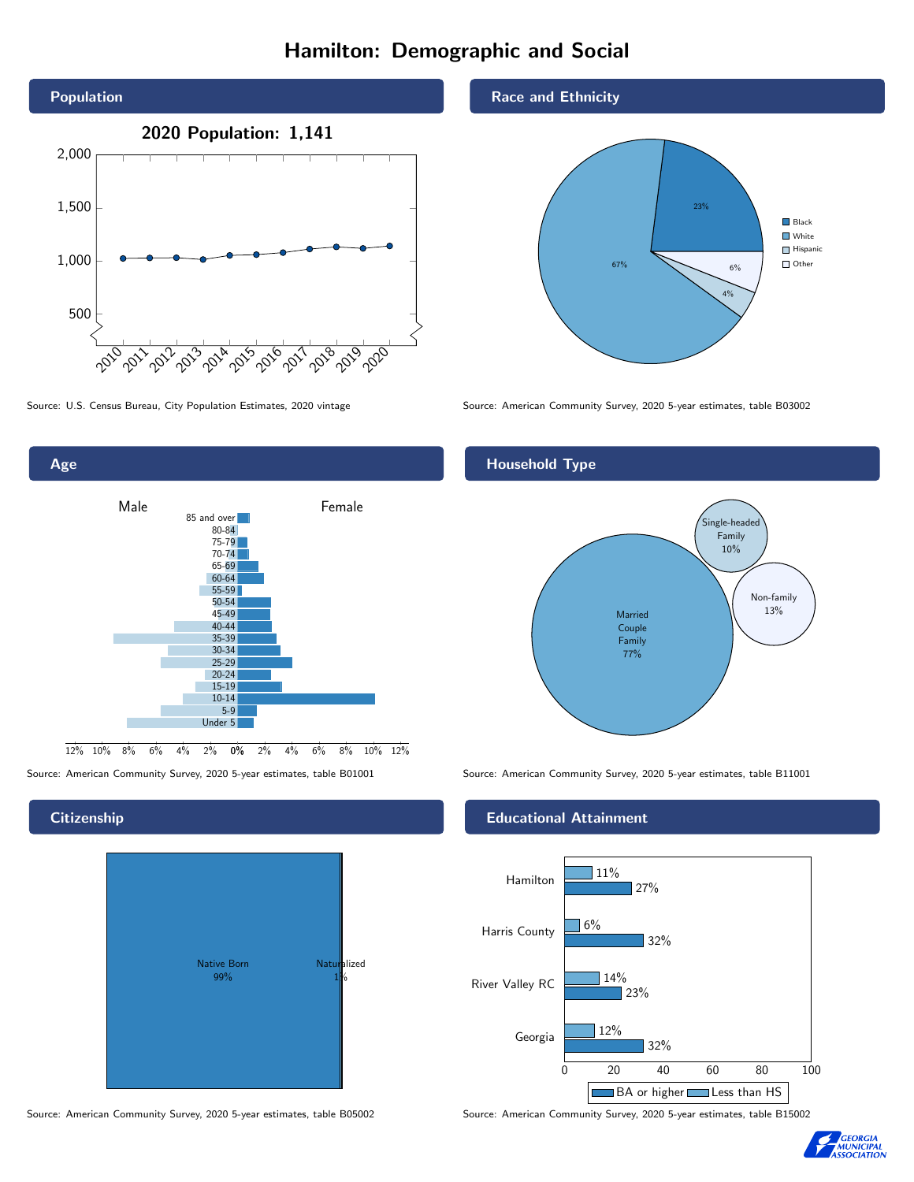# Hamilton: Demographic and Social

## Population

**2020 Population: 1,141**

Source: U.S. Census Bureau, City Population Estimates, 2020 vintage

## Race and Ethnicity

| Race/Ethnicity | Percent |
|---|---|
| Black | 23% |
| White | 67% |
| Hispanic | 4% |
| Other | 6% |

Source: American Community Survey, 2020 5-year estimates, table B03002

## Age

Source: American Community Survey, 2020 5-year estimates, table B01001

## Household Type

| Household Type | Percent |
|---|---|
| Married Couple Family | 77% |
| Single-headed Family | 10% |
| Non-family | 13% |

Source: American Community Survey, 2020 5-year estimates, table B11001

## Citizenship

| Citizenship | Percent |
|---|---|
| Native Born | 99% |
| Naturalized | 1% |

Source: American Community Survey, 2020 5-year estimates, table B05002

## Educational Attainment

| | Less than HS | BA or higher |
|---|---|---|
| Hamilton | 11% | 27% |
| Harris County | 6% | 32% |
| River Valley RC | 14% | 23% |
| Georgia | 12% | 32% |

Source: American Community Survey, 2020 5-year estimates, table B15002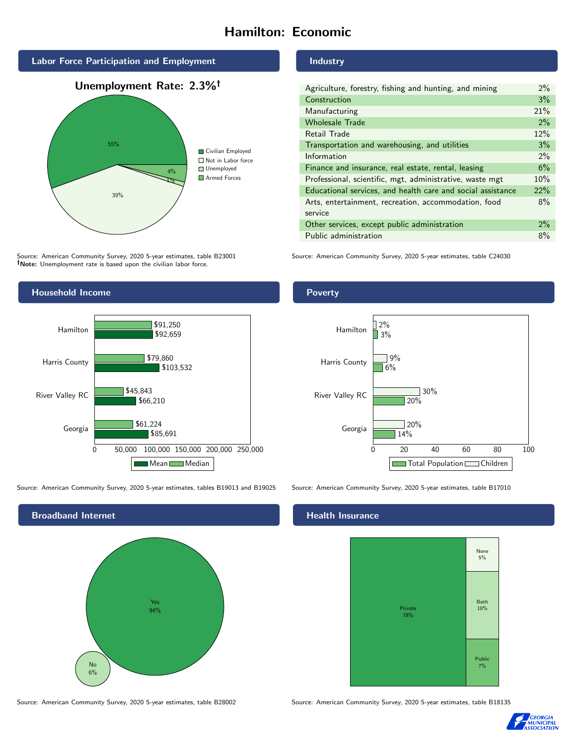# Hamilton: Economic

## Labor Force Participation and Employment

**Unemployment Rate: 2.3%†**

| Category | Percent |
|---|---|
| Civilian Employed | 55% |
| Not in Labor force | 39% |
| Unemployed | 1% |
| Armed Forces | 4% |

Source: American Community Survey, 2020 5-year estimates, table B23001
**†Note:** Unemployment rate is based upon the civilian labor force.

## Industry

| Industry | Percent |
|---|---|
| Agriculture, forestry, fishing and hunting, and mining | 2% |
| Construction | 3% |
| Manufacturing | 21% |
| Wholesale Trade | 2% |
| Retail Trade | 12% |
| Transportation and warehousing, and utilities | 3% |
| Information | 2% |
| Finance and insurance, real estate, rental, leasing | 6% |
| Professional, scientific, mgt, administrative, waste mgt | 10% |
| Educational services, and health care and social assistance | 22% |
| Arts, entertainment, recreation, accommodation, food service | 8% |
| Other services, except public administration | 2% |
| Public administration | 8% |

Source: American Community Survey, 2020 5-year estimates, table C24030

## Household Income

| | Median | Mean |
|---|---|---|
| Hamilton | $91,250 | $92,659 |
| Harris County | $79,860 | $103,532 |
| River Valley RC | $45,843 | $66,210 |
| Georgia | $61,224 | $85,691 |

Source: American Community Survey, 2020 5-year estimates, tables B19013 and B19025

## Poverty

| | Children | Total Population |
|---|---|---|
| Hamilton | 2% | 3% |
| Harris County | 9% | 6% |
| River Valley RC | 30% | 20% |
| Georgia | 20% | 14% |

Source: American Community Survey, 2020 5-year estimates, table B17010

## Broadband Internet

| | Percent |
|---|---|
| Yes | 94% |
| No | 6% |

Source: American Community Survey, 2020 5-year estimates, table B28002

## Health Insurance

| | Percent |
|---|---|
| Private | 78% |
| None | 5% |
| Both | 10% |
| Public | 7% |

Source: American Community Survey, 2020 5-year estimates, table B18135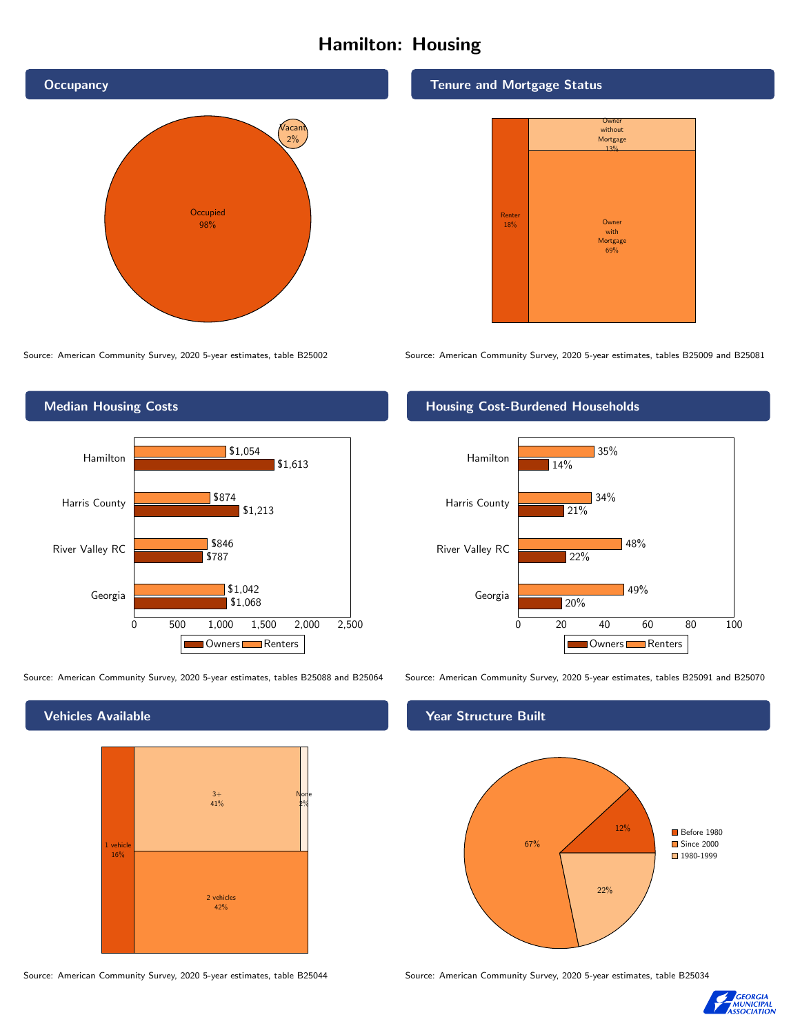# Hamilton: Housing

## Occupancy

Occupied
98%

Vacant
2%

Source: American Community Survey, 2020 5-year estimates, table B25002

## Tenure and Mortgage Status

Renter
18%

Owner without Mortgage
13%

Owner with Mortgage
69%

Source: American Community Survey, 2020 5-year estimates, tables B25009 and B25081

## Median Housing Costs

Hamilton: $1,054, $1,613

Harris County: $874, $1,213

River Valley RC: $846, $787

Georgia: $1,042, $1,068

0, 500, 1,000, 1,500, 2,000, 2,500

Owners, Renters

Source: American Community Survey, 2020 5-year estimates, tables B25088 and B25064

## Housing Cost-Burdened Households

Hamilton: 35%, 14%

Harris County: 34%, 21%

River Valley RC: 48%, 22%

Georgia: 49%, 20%

0, 20, 40, 60, 80, 100

Owners, Renters

Source: American Community Survey, 2020 5-year estimates, tables B25091 and B25070

## Vehicles Available

1 vehicle
16%

3+
41%

None
2%

2 vehicles
42%

Source: American Community Survey, 2020 5-year estimates, table B25044

## Year Structure Built

12%

67%

22%

Before 1980
Since 2000
1980-1999

Source: American Community Survey, 2020 5-year estimates, table B25034

GEORGIA MUNICIPAL ASSOCIATION